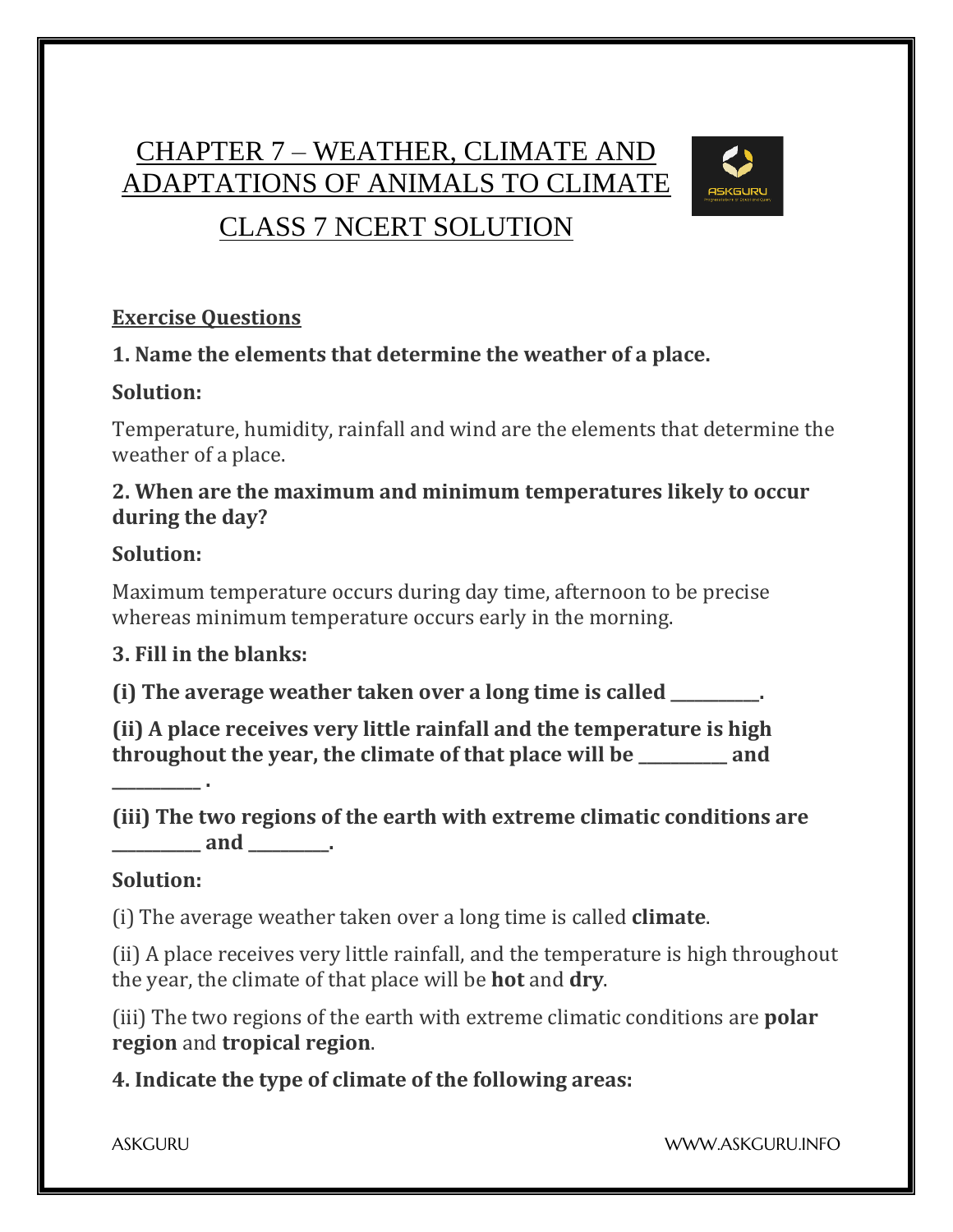# CHAPTER 7 – WEATHER, CLIMATE AND ADAPTATIONS OF ANIMALS TO CLIMATE

## CLASS 7 NCERT SOLUTION

### Exercise Questions

**1. Name the elements that determine the weather of a place.**

**Solution:**

Temperature, humidity, rainfall and wind are the elements that determine the weather of a place.

**2. When are the maximum and minimum temperatures likely to occur during the day?**

**Solution:**

Maximum temperature occurs during day time, afternoon to be precise whereas minimum temperature occurs early in the morning.

**3. Fill in the blanks:**

**(i) The average weather taken over a long time is called __________.**

**(ii) A place receives very little rainfall and the temperature is high throughout the year, the climate of that place will be __________ and __________ .**

**(iii) The two regions of the earth with extreme climatic conditions are __________ and _________.**

**Solution:**

(i) The average weather taken over a long time is called **climate**.

(ii) A place receives very little rainfall, and the temperature is high throughout the year, the climate of that place will be **hot** and **dry**.

(iii) The two regions of the earth with extreme climatic conditions are **polar region** and **tropical region**.

**4. Indicate the type of climate of the following areas:**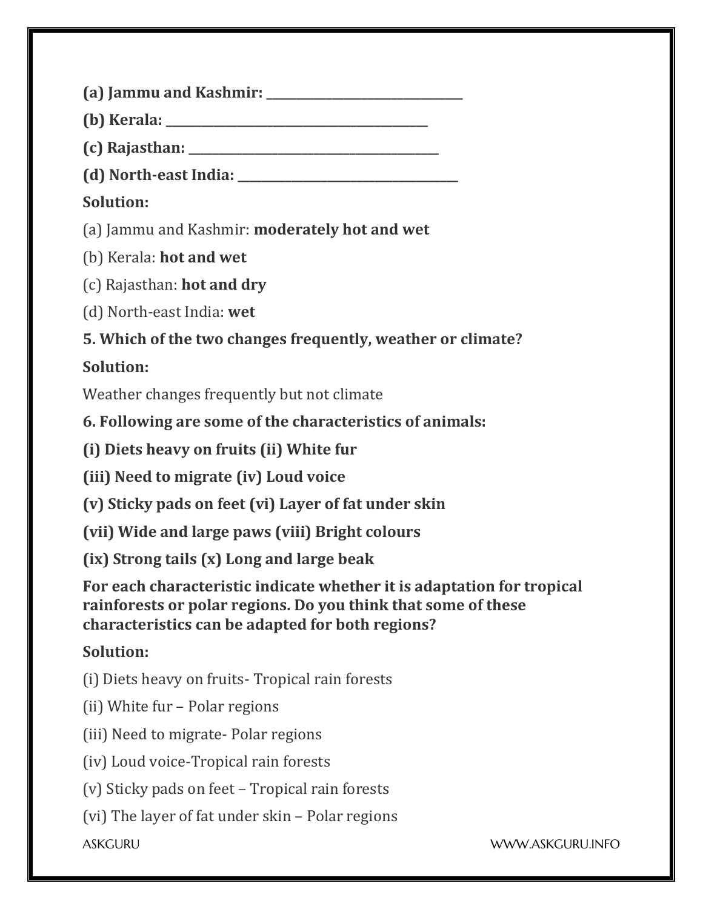**(a) Jammu and Kashmir: ______________________________**

**(b) Kerala: ________________________________________**

**(c) Rajasthan: ______________________________________**

**(d) North-east India: __________________________________**

**Solution:**

(a) Jammu and Kashmir: **moderately hot and wet**

(b) Kerala: **hot and wet**

(c) Rajasthan: **hot and dry**

(d) North-east India: **wet**

**5. Which of the two changes frequently, weather or climate?**

**Solution:**

Weather changes frequently but not climate

**6. Following are some of the characteristics of animals:**

**(i) Diets heavy on fruits (ii) White fur**

**(iii) Need to migrate (iv) Loud voice**

**(v) Sticky pads on feet (vi) Layer of fat under skin**

**(vii) Wide and large paws (viii) Bright colours**

**(ix) Strong tails (x) Long and large beak**

**For each characteristic indicate whether it is adaptation for tropical rainforests or polar regions. Do you think that some of these characteristics can be adapted for both regions?**

**Solution:**

(i) Diets heavy on fruits- Tropical rain forests

(ii) White fur – Polar regions

(iii) Need to migrate- Polar regions

(iv) Loud voice-Tropical rain forests

(v) Sticky pads on feet – Tropical rain forests

(vi) The layer of fat under skin – Polar regions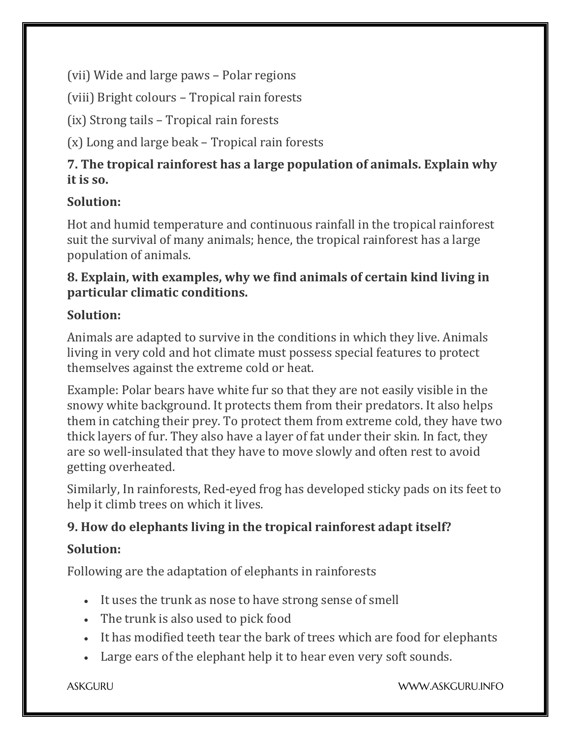(vii) Wide and large paws – Polar regions

(viii) Bright colours – Tropical rain forests

(ix) Strong tails – Tropical rain forests

(x) Long and large beak – Tropical rain forests

**7. The tropical rainforest has a large population of animals. Explain why it is so.**

**Solution:**

Hot and humid temperature and continuous rainfall in the tropical rainforest suit the survival of many animals; hence, the tropical rainforest has a large population of animals.

**8. Explain, with examples, why we find animals of certain kind living in particular climatic conditions.**

**Solution:**

Animals are adapted to survive in the conditions in which they live. Animals living in very cold and hot climate must possess special features to protect themselves against the extreme cold or heat.

Example: Polar bears have white fur so that they are not easily visible in the snowy white background. It protects them from their predators. It also helps them in catching their prey. To protect them from extreme cold, they have two thick layers of fur. They also have a layer of fat under their skin. In fact, they are so well-insulated that they have to move slowly and often rest to avoid getting overheated.

Similarly, In rainforests, Red-eyed frog has developed sticky pads on its feet to help it climb trees on which it lives.

**9. How do elephants living in the tropical rainforest adapt itself?**

**Solution:**

Following are the adaptation of elephants in rainforests

- It uses the trunk as nose to have strong sense of smell
- The trunk is also used to pick food
- It has modified teeth tear the bark of trees which are food for elephants
- Large ears of the elephant help it to hear even very soft sounds.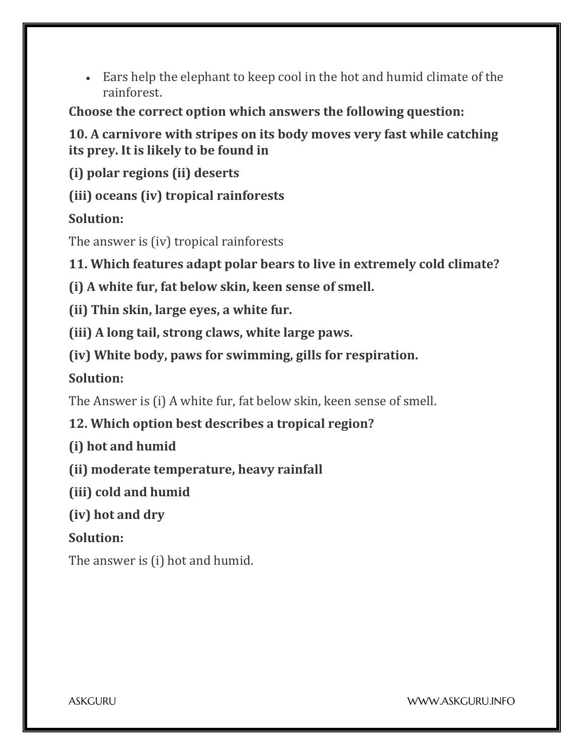- Ears help the elephant to keep cool in the hot and humid climate of the rainforest.

**Choose the correct option which answers the following question:**

**10. A carnivore with stripes on its body moves very fast while catching its prey. It is likely to be found in**

**(i) polar regions (ii) deserts**

**(iii) oceans (iv) tropical rainforests**

**Solution:**

The answer is (iv) tropical rainforests

**11. Which features adapt polar bears to live in extremely cold climate?**

**(i) A white fur, fat below skin, keen sense of smell.**

**(ii) Thin skin, large eyes, a white fur.**

**(iii) A long tail, strong claws, white large paws.**

**(iv) White body, paws for swimming, gills for respiration.**

**Solution:**

The Answer is (i) A white fur, fat below skin, keen sense of smell.

**12. Which option best describes a tropical region?**

**(i) hot and humid**

**(ii) moderate temperature, heavy rainfall**

**(iii) cold and humid**

**(iv) hot and dry**

**Solution:**

The answer is (i) hot and humid.